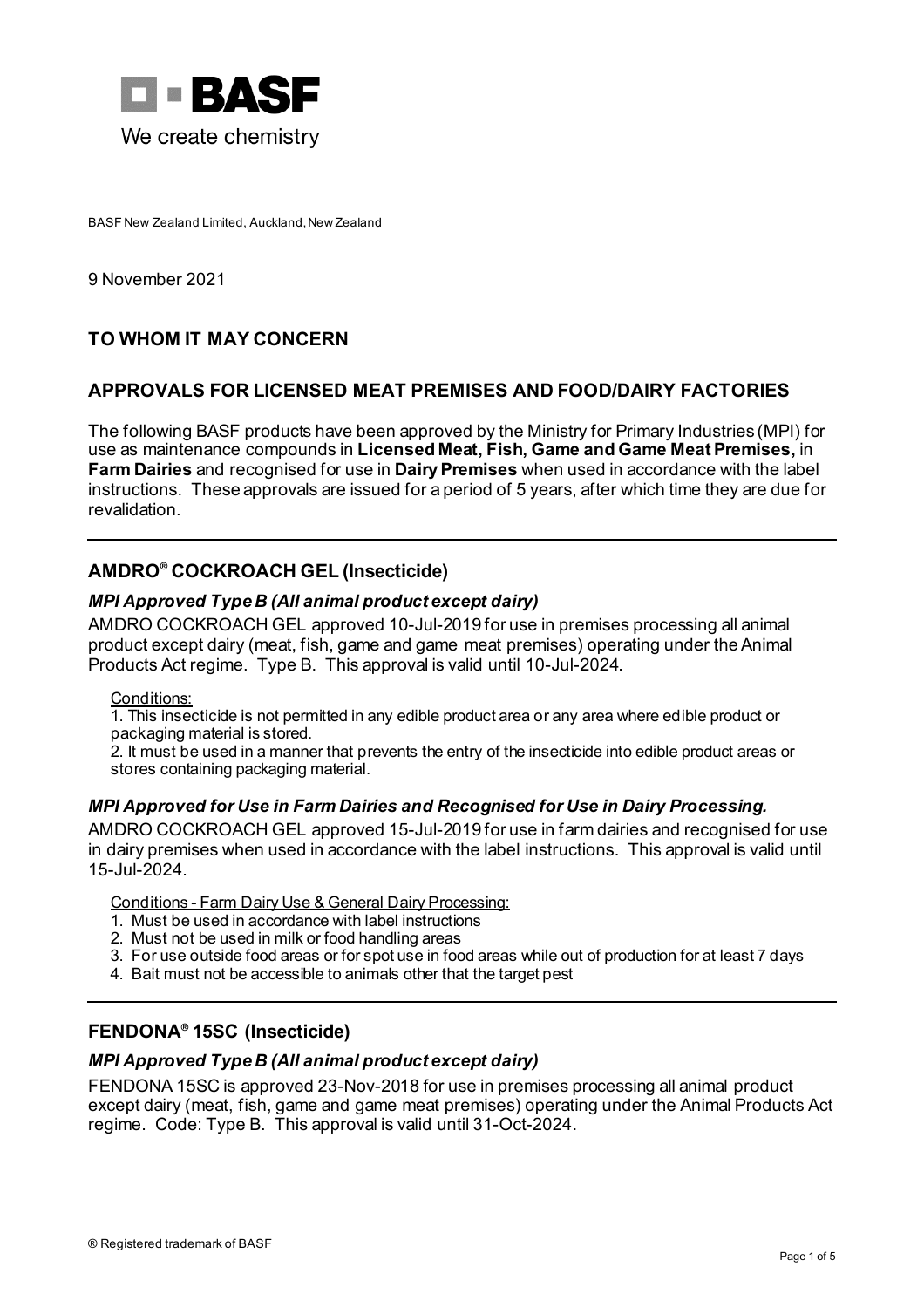**BASF**

We create chemistry

BASF New Zealand Limited, Auckland, New Zealand

9 November 2021

## TO WHOM IT MAY CONCERN

## APPROVALS FOR LICENSED MEAT PREMISES AND FOOD/DAIRY FACTORIES

The following BASF products have been approved by the Ministry for Primary Industries (MPI) for use as maintenance compounds in **Licensed Meat, Fish, Game and Game Meat Premises,** in **Farm Dairies** and recognised for use in **Dairy Premises** when used in accordance with the label instructions. These approvals are issued for a period of 5 years, after which time they are due for revalidation.

---

## AMDRO® COCKROACH GEL (Insecticide)

### *MPI Approved Type B (All animal product except dairy)*

AMDRO COCKROACH GEL approved 10-Jul-2019 for use in premises processing all animal product except dairy (meat, fish, game and game meat premises) operating under the Animal Products Act regime. Type B. This approval is valid until 10-Jul-2024.

Conditions:

1. This insecticide is not permitted in any edible product area or any area where edible product or packaging material is stored.
2. It must be used in a manner that prevents the entry of the insecticide into edible product areas or stores containing packaging material.

### *MPI Approved for Use in Farm Dairies and Recognised for Use in Dairy Processing.*

AMDRO COCKROACH GEL approved 15-Jul-2019 for use in farm dairies and recognised for use in dairy premises when used in accordance with the label instructions. This approval is valid until 15-Jul-2024.

Conditions - Farm Dairy Use & General Dairy Processing:

1. Must be used in accordance with label instructions
2. Must not be used in milk or food handling areas
3. For use outside food areas or for spot use in food areas while out of production for at least 7 days
4. Bait must not be accessible to animals other that the target pest

---

## FENDONA® 15SC (Insecticide)

### *MPI Approved Type B (All animal product except dairy)*

FENDONA 15SC is approved 23-Nov-2018 for use in premises processing all animal product except dairy (meat, fish, game and game meat premises) operating under the Animal Products Act regime. Code: Type B. This approval is valid until 31-Oct-2024.

® Registered trademark of BASF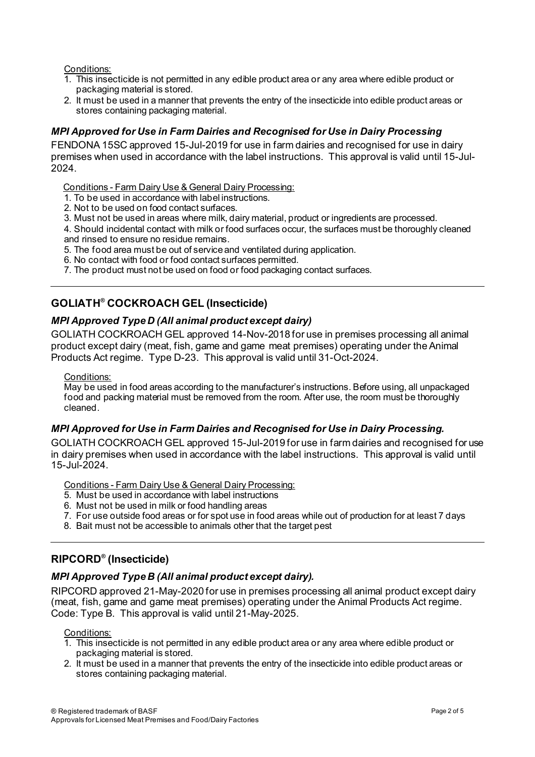Conditions:

1. This insecticide is not permitted in any edible product area or any area where edible product or packaging material is stored.
2. It must be used in a manner that prevents the entry of the insecticide into edible product areas or stores containing packaging material.

### *MPI Approved for Use in Farm Dairies and Recognised for Use in Dairy Processing*

FENDONA 15SC approved 15-Jul-2019 for use in farm dairies and recognised for use in dairy premises when used in accordance with the label instructions. This approval is valid until 15-Jul-2024.

Conditions - Farm Dairy Use & General Dairy Processing:

1. To be used in accordance with label instructions.
2. Not to be used on food contact surfaces.
3. Must not be used in areas where milk, dairy material, product or ingredients are processed.
4. Should incidental contact with milk or food surfaces occur, the surfaces must be thoroughly cleaned and rinsed to ensure no residue remains.
5. The food area must be out of service and ventilated during application.
6. No contact with food or food contact surfaces permitted.
7. The product must not be used on food or food packaging contact surfaces.

---

## GOLIATH® COCKROACH GEL (Insecticide)

### *MPI Approved Type D (All animal product except dairy)*

GOLIATH COCKROACH GEL approved 14-Nov-2018 for use in premises processing all animal product except dairy (meat, fish, game and game meat premises) operating under the Animal Products Act regime. Type D-23. This approval is valid until 31-Oct-2024.

Conditions:

May be used in food areas according to the manufacturer's instructions. Before using, all unpackaged food and packing material must be removed from the room. After use, the room must be thoroughly cleaned.

### *MPI Approved for Use in Farm Dairies and Recognised for Use in Dairy Processing.*

GOLIATH COCKROACH GEL approved 15-Jul-2019 for use in farm dairies and recognised for use in dairy premises when used in accordance with the label instructions. This approval is valid until 15-Jul-2024.

Conditions - Farm Dairy Use & General Dairy Processing:

5. Must be used in accordance with label instructions
6. Must not be used in milk or food handling areas
7. For use outside food areas or for spot use in food areas while out of production for at least 7 days
8. Bait must not be accessible to animals other that the target pest

---

## RIPCORD® (Insecticide)

### *MPI Approved Type B (All animal product except dairy).*

RIPCORD approved 21-May-2020 for use in premises processing all animal product except dairy (meat, fish, game and game meat premises) operating under the Animal Products Act regime. Code: Type B. This approval is valid until 21-May-2025.

Conditions:

1. This insecticide is not permitted in any edible product area or any area where edible product or packaging material is stored.
2. It must be used in a manner that prevents the entry of the insecticide into edible product areas or stores containing packaging material.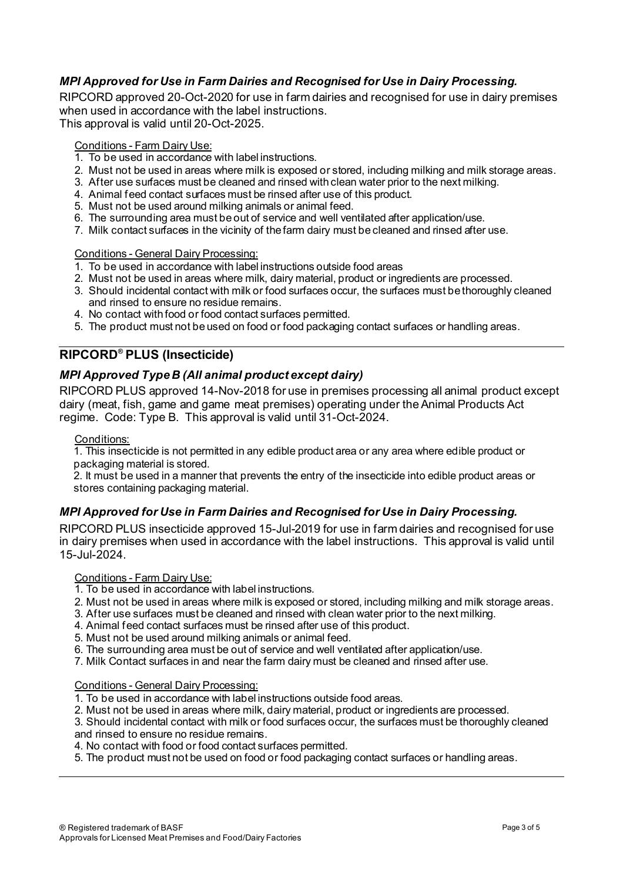### *MPI Approved for Use in Farm Dairies and Recognised for Use in Dairy Processing.*

RIPCORD approved 20-Oct-2020 for use in farm dairies and recognised for use in dairy premises when used in accordance with the label instructions.
This approval is valid until 20-Oct-2025.

Conditions - Farm Dairy Use:

1. To be used in accordance with label instructions.
2. Must not be used in areas where milk is exposed or stored, including milking and milk storage areas.
3. After use surfaces must be cleaned and rinsed with clean water prior to the next milking.
4. Animal feed contact surfaces must be rinsed after use of this product.
5. Must not be used around milking animals or animal feed.
6. The surrounding area must be out of service and well ventilated after application/use.
7. Milk contact surfaces in the vicinity of the farm dairy must be cleaned and rinsed after use.

Conditions - General Dairy Processing:

1. To be used in accordance with label instructions outside food areas
2. Must not be used in areas where milk, dairy material, product or ingredients are processed.
3. Should incidental contact with milk or food surfaces occur, the surfaces must be thoroughly cleaned and rinsed to ensure no residue remains.
4. No contact with food or food contact surfaces permitted.
5. The product must not be used on food or food packaging contact surfaces or handling areas.

## RIPCORD® PLUS (Insecticide)

### *MPI Approved Type B (All animal product except dairy)*

RIPCORD PLUS approved 14-Nov-2018 for use in premises processing all animal product except dairy (meat, fish, game and game meat premises) operating under the Animal Products Act regime. Code: Type B. This approval is valid until 31-Oct-2024.

Conditions:

1. This insecticide is not permitted in any edible product area or any area where edible product or packaging material is stored.
2. It must be used in a manner that prevents the entry of the insecticide into edible product areas or stores containing packaging material.

### *MPI Approved for Use in Farm Dairies and Recognised for Use in Dairy Processing.*

RIPCORD PLUS insecticide approved 15-Jul-2019 for use in farm dairies and recognised for use in dairy premises when used in accordance with the label instructions. This approval is valid until 15-Jul-2024.

Conditions - Farm Dairy Use:

1. To be used in accordance with label instructions.
2. Must not be used in areas where milk is exposed or stored, including milking and milk storage areas.
3. After use surfaces must be cleaned and rinsed with clean water prior to the next milking.
4. Animal feed contact surfaces must be rinsed after use of this product.
5. Must not be used around milking animals or animal feed.
6. The surrounding area must be out of service and well ventilated after application/use.
7. Milk Contact surfaces in and near the farm dairy must be cleaned and rinsed after use.

Conditions - General Dairy Processing:

1. To be used in accordance with label instructions outside food areas.
2. Must not be used in areas where milk, dairy material, product or ingredients are processed.
3. Should incidental contact with milk or food surfaces occur, the surfaces must be thoroughly cleaned and rinsed to ensure no residue remains.
4. No contact with food or food contact surfaces permitted.
5. The product must not be used on food or food packaging contact surfaces or handling areas.

® Registered trademark of BASF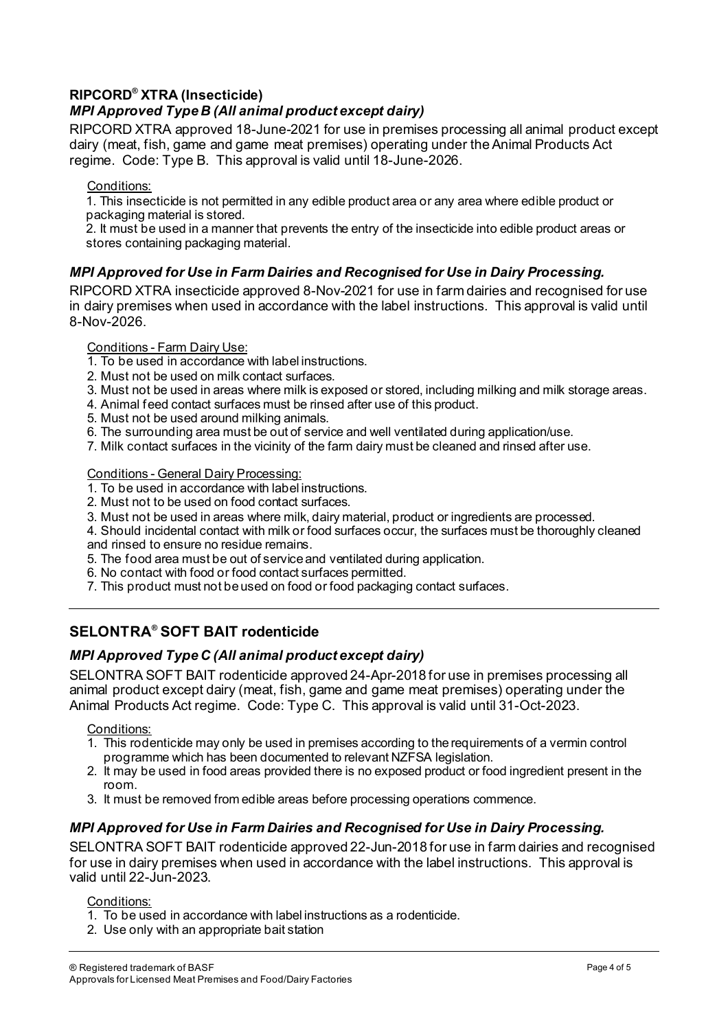## RIPCORD® XTRA (Insecticide)

### *MPI Approved Type B (All animal product except dairy)*

RIPCORD XTRA approved 18-June-2021 for use in premises processing all animal product except dairy (meat, fish, game and game meat premises) operating under the Animal Products Act regime. Code: Type B. This approval is valid until 18-June-2026.

Conditions:

1. This insecticide is not permitted in any edible product area or any area where edible product or packaging material is stored.
2. It must be used in a manner that prevents the entry of the insecticide into edible product areas or stores containing packaging material.

### *MPI Approved for Use in Farm Dairies and Recognised for Use in Dairy Processing.*

RIPCORD XTRA insecticide approved 8-Nov-2021 for use in farm dairies and recognised for use in dairy premises when used in accordance with the label instructions. This approval is valid until 8-Nov-2026.

Conditions - Farm Dairy Use:

1. To be used in accordance with label instructions.
2. Must not be used on milk contact surfaces.
3. Must not be used in areas where milk is exposed or stored, including milking and milk storage areas.
4. Animal feed contact surfaces must be rinsed after use of this product.
5. Must not be used around milking animals.
6. The surrounding area must be out of service and well ventilated during application/use.
7. Milk contact surfaces in the vicinity of the farm dairy must be cleaned and rinsed after use.

Conditions - General Dairy Processing:

1. To be used in accordance with label instructions.
2. Must not to be used on food contact surfaces.
3. Must not be used in areas where milk, dairy material, product or ingredients are processed.
4. Should incidental contact with milk or food surfaces occur, the surfaces must be thoroughly cleaned and rinsed to ensure no residue remains.
5. The food area must be out of service and ventilated during application.
6. No contact with food or food contact surfaces permitted.
7. This product must not be used on food or food packaging contact surfaces.

---

## SELONTRA® SOFT BAIT rodenticide

### *MPI Approved Type C (All animal product except dairy)*

SELONTRA SOFT BAIT rodenticide approved 24-Apr-2018 for use in premises processing all animal product except dairy (meat, fish, game and game meat premises) operating under the Animal Products Act regime. Code: Type C. This approval is valid until 31-Oct-2023.

Conditions:

1. This rodenticide may only be used in premises according to the requirements of a vermin control programme which has been documented to relevant NZFSA legislation.
2. It may be used in food areas provided there is no exposed product or food ingredient present in the room.
3. It must be removed from edible areas before processing operations commence.

### *MPI Approved for Use in Farm Dairies and Recognised for Use in Dairy Processing.*

SELONTRA SOFT BAIT rodenticide approved 22-Jun-2018 for use in farm dairies and recognised for use in dairy premises when used in accordance with the label instructions. This approval is valid until 22-Jun-2023.

Conditions:

1. To be used in accordance with label instructions as a rodenticide.
2. Use only with an appropriate bait station

---

® Registered trademark of BASF

Approvals for Licensed Meat Premises and Food/Dairy Factories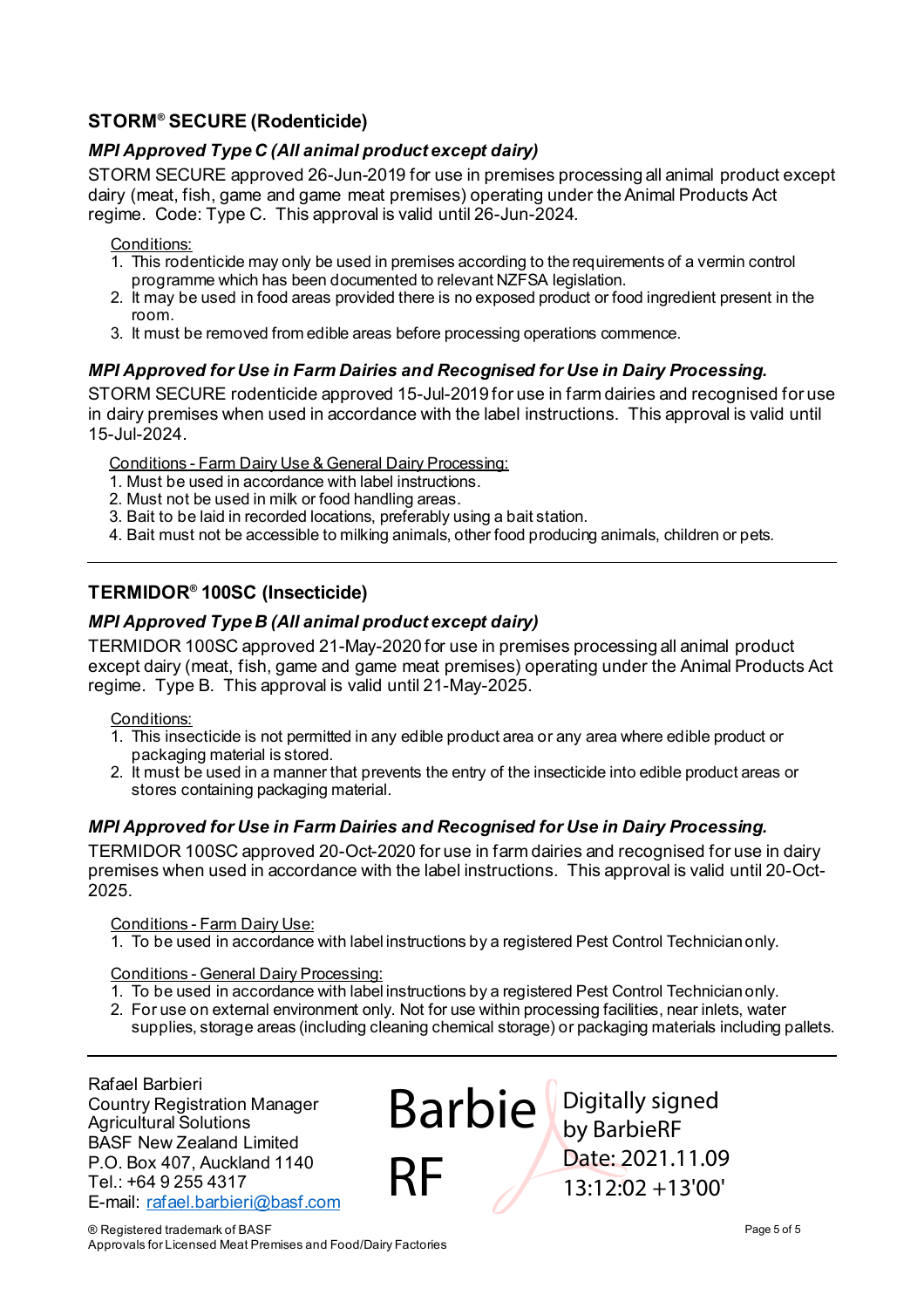## STORM® SECURE (Rodenticide)

### *MPI Approved Type C (All animal product except dairy)*

STORM SECURE approved 26-Jun-2019 for use in premises processing all animal product except dairy (meat, fish, game and game meat premises) operating under the Animal Products Act regime. Code: Type C. This approval is valid until 26-Jun-2024.

Conditions:

1. This rodenticide may only be used in premises according to the requirements of a vermin control programme which has been documented to relevant NZFSA legislation.
2. It may be used in food areas provided there is no exposed product or food ingredient present in the room.
3. It must be removed from edible areas before processing operations commence.

### *MPI Approved for Use in Farm Dairies and Recognised for Use in Dairy Processing.*

STORM SECURE rodenticide approved 15-Jul-2019 for use in farm dairies and recognised for use in dairy premises when used in accordance with the label instructions. This approval is valid until 15-Jul-2024.

Conditions - Farm Dairy Use & General Dairy Processing:

1. Must be used in accordance with label instructions.
2. Must not be used in milk or food handling areas.
3. Bait to be laid in recorded locations, preferably using a bait station.
4. Bait must not be accessible to milking animals, other food producing animals, children or pets.

---

## TERMIDOR® 100SC (Insecticide)

### *MPI Approved Type B (All animal product except dairy)*

TERMIDOR 100SC approved 21-May-2020 for use in premises processing all animal product except dairy (meat, fish, game and game meat premises) operating under the Animal Products Act regime. Type B. This approval is valid until 21-May-2025.

Conditions:

1. This insecticide is not permitted in any edible product area or any area where edible product or packaging material is stored.
2. It must be used in a manner that prevents the entry of the insecticide into edible product areas or stores containing packaging material.

### *MPI Approved for Use in Farm Dairies and Recognised for Use in Dairy Processing.*

TERMIDOR 100SC approved 20-Oct-2020 for use in farm dairies and recognised for use in dairy premises when used in accordance with the label instructions. This approval is valid until 20-Oct-2025.

Conditions - Farm Dairy Use:

1. To be used in accordance with label instructions by a registered Pest Control Technician only.

Conditions - General Dairy Processing:

1. To be used in accordance with label instructions by a registered Pest Control Technician only.
2. For use on external environment only. Not for use within processing facilities, near inlets, water supplies, storage areas (including cleaning chemical storage) or packaging materials including pallets.

---

Rafael Barbieri
Country Registration Manager
Agricultural Solutions
BASF New Zealand Limited
P.O. Box 407, Auckland 1140
Tel.: +64 9 255 4317
E-mail: rafael.barbieri@basf.com

Barbie RF

Digitally signed by BarbieRF
Date: 2021.11.09 13:12:02 +13'00'

® Registered trademark of BASF